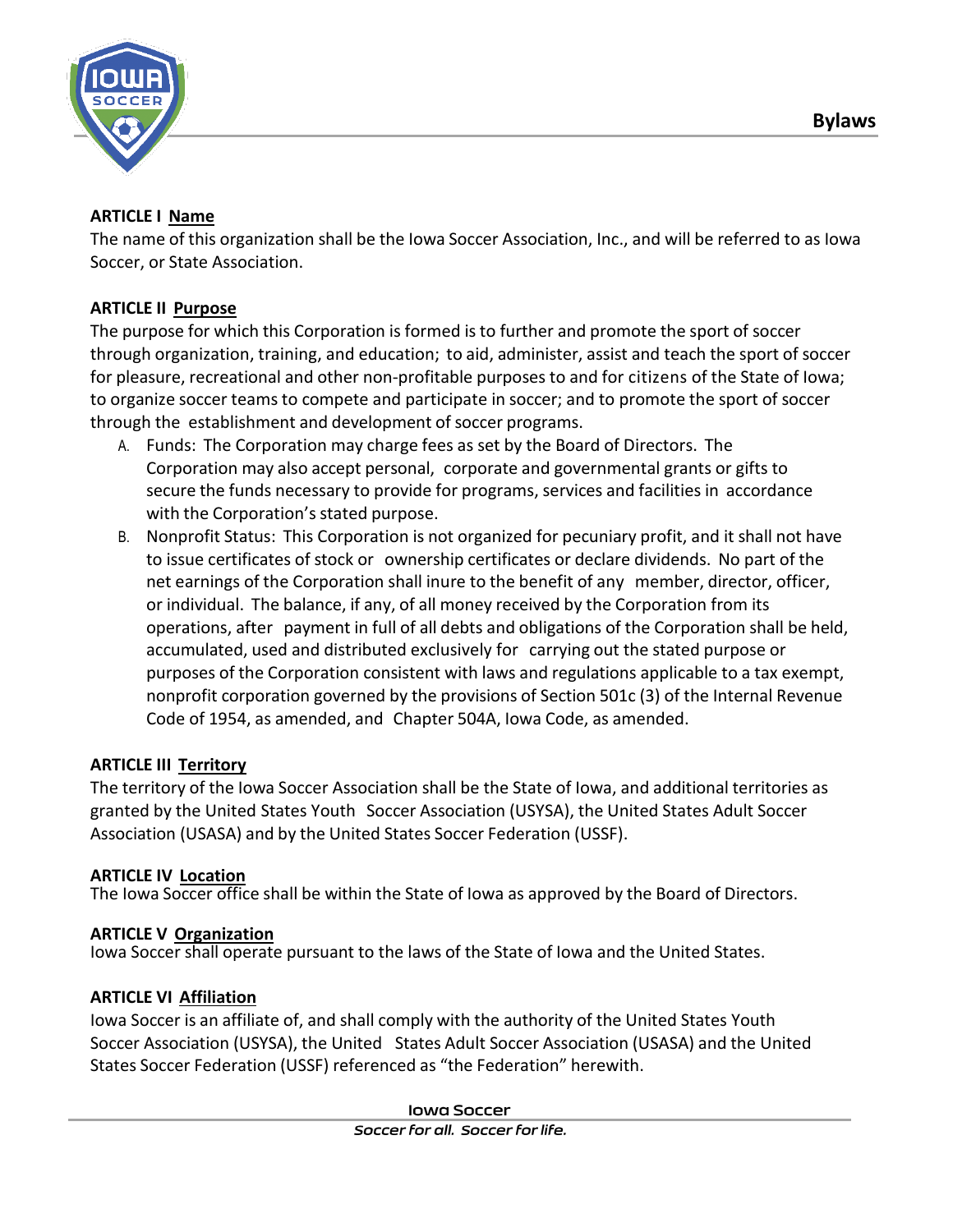# Bylaws

**ARTICLE I Name**

The name of this organization shall be the Iowa Soccer Association, Inc., and will be referred to as Iowa Soccer, or State Association.

**ARTICLE II Purpose**

The purpose for which this Corporation is formed is to further and promote the sport of soccer through organization, training, and education; to aid, administer, assist and teach the sport of soccer for pleasure, recreational and other non-profitable purposes to and for citizens of the State of Iowa; to organize soccer teams to compete and participate in soccer; and to promote the sport of soccer through the establishment and development of soccer programs.

A. Funds: The Corporation may charge fees as set by the Board of Directors. The Corporation may also accept personal, corporate and governmental grants or gifts to secure the funds necessary to provide for programs, services and facilities in accordance with the Corporation's stated purpose.

B. Nonprofit Status: This Corporation is not organized for pecuniary profit, and it shall not have to issue certificates of stock or ownership certificates or declare dividends. No part of the net earnings of the Corporation shall inure to the benefit of any member, director, officer, or individual. The balance, if any, of all money received by the Corporation from its operations, after payment in full of all debts and obligations of the Corporation shall be held, accumulated, used and distributed exclusively for carrying out the stated purpose or purposes of the Corporation consistent with laws and regulations applicable to a tax exempt, nonprofit corporation governed by the provisions of Section 501c (3) of the Internal Revenue Code of 1954, as amended, and Chapter 504A, Iowa Code, as amended.

**ARTICLE III Territory**

The territory of the Iowa Soccer Association shall be the State of Iowa, and additional territories as granted by the United States Youth Soccer Association (USYSA), the United States Adult Soccer Association (USASA) and by the United States Soccer Federation (USSF).

**ARTICLE IV Location**

The Iowa Soccer office shall be within the State of Iowa as approved by the Board of Directors.

**ARTICLE V Organization**

Iowa Soccer shall operate pursuant to the laws of the State of Iowa and the United States.

**ARTICLE VI Affiliation**

Iowa Soccer is an affiliate of, and shall comply with the authority of the United States Youth Soccer Association (USYSA), the United States Adult Soccer Association (USASA) and the United States Soccer Federation (USSF) referenced as "the Federation" herewith.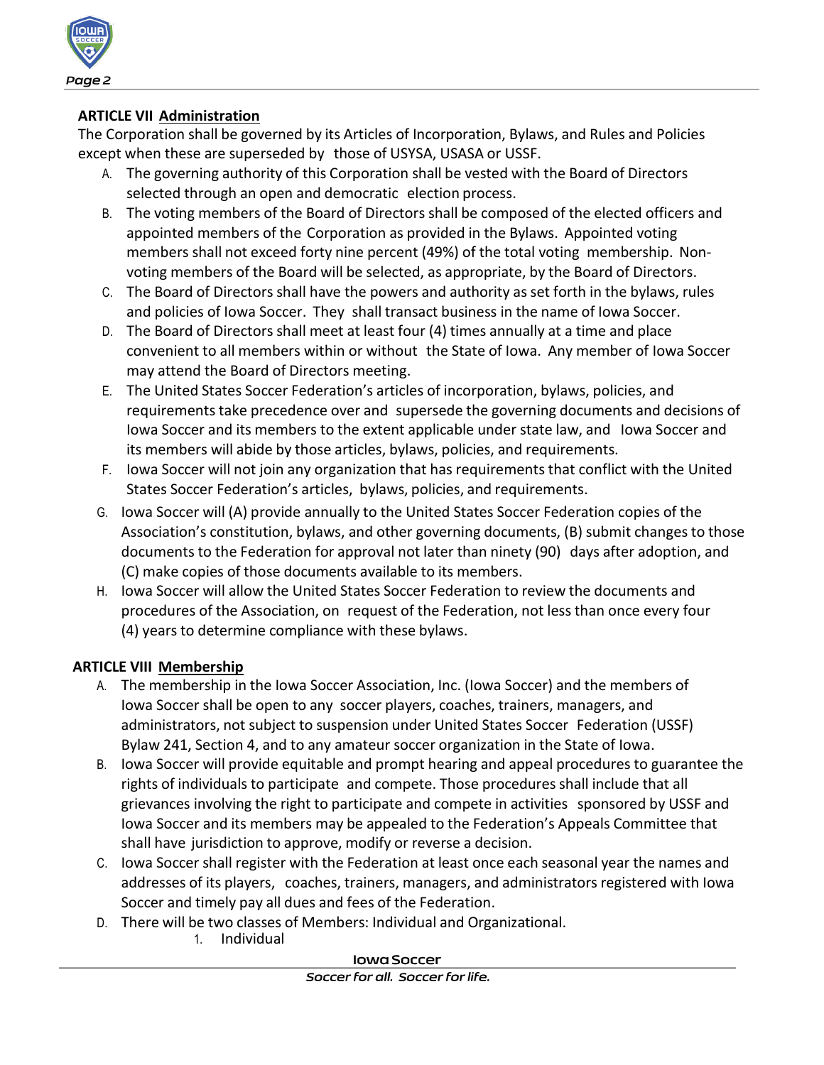**ARTICLE VII Administration**

The Corporation shall be governed by its Articles of Incorporation, Bylaws, and Rules and Policies except when these are superseded by those of USYSA, USASA or USSF.

A. The governing authority of this Corporation shall be vested with the Board of Directors selected through an open and democratic election process.
B. The voting members of the Board of Directors shall be composed of the elected officers and appointed members of the Corporation as provided in the Bylaws. Appointed voting members shall not exceed forty nine percent (49%) of the total voting membership. Non-voting members of the Board will be selected, as appropriate, by the Board of Directors.
C. The Board of Directors shall have the powers and authority as set forth in the bylaws, rules and policies of Iowa Soccer. They shall transact business in the name of Iowa Soccer.
D. The Board of Directors shall meet at least four (4) times annually at a time and place convenient to all members within or without the State of Iowa. Any member of Iowa Soccer may attend the Board of Directors meeting.
E. The United States Soccer Federation's articles of incorporation, bylaws, policies, and requirements take precedence over and supersede the governing documents and decisions of Iowa Soccer and its members to the extent applicable under state law, and Iowa Soccer and its members will abide by those articles, bylaws, policies, and requirements.
F. Iowa Soccer will not join any organization that has requirements that conflict with the United States Soccer Federation's articles, bylaws, policies, and requirements.
G. Iowa Soccer will (A) provide annually to the United States Soccer Federation copies of the Association's constitution, bylaws, and other governing documents, (B) submit changes to those documents to the Federation for approval not later than ninety (90) days after adoption, and (C) make copies of those documents available to its members.
H. Iowa Soccer will allow the United States Soccer Federation to review the documents and procedures of the Association, on request of the Federation, not less than once every four (4) years to determine compliance with these bylaws.

**ARTICLE VIII Membership**

A. The membership in the Iowa Soccer Association, Inc. (Iowa Soccer) and the members of Iowa Soccer shall be open to any soccer players, coaches, trainers, managers, and administrators, not subject to suspension under United States Soccer Federation (USSF) Bylaw 241, Section 4, and to any amateur soccer organization in the State of Iowa.
B. Iowa Soccer will provide equitable and prompt hearing and appeal procedures to guarantee the rights of individuals to participate and compete. Those procedures shall include that all grievances involving the right to participate and compete in activities sponsored by USSF and Iowa Soccer and its members may be appealed to the Federation's Appeals Committee that shall have jurisdiction to approve, modify or reverse a decision.
C. Iowa Soccer shall register with the Federation at least once each seasonal year the names and addresses of its players, coaches, trainers, managers, and administrators registered with Iowa Soccer and timely pay all dues and fees of the Federation.
D. There will be two classes of Members: Individual and Organizational.
    1. Individual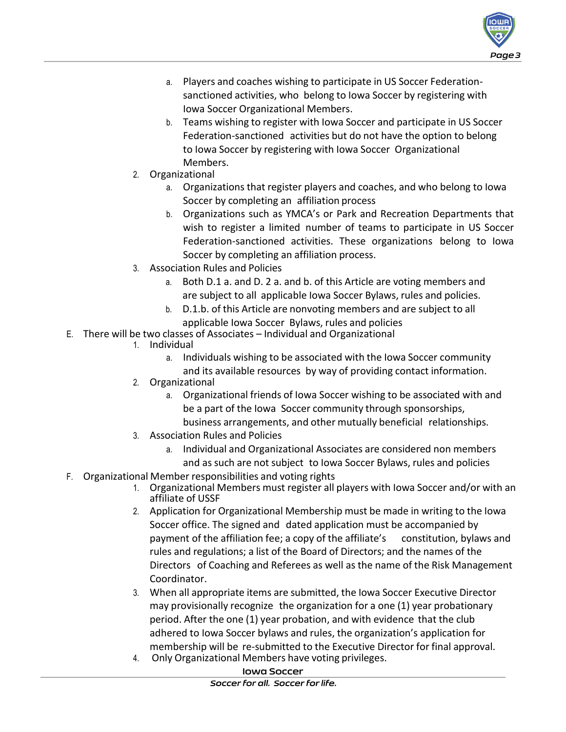a. Players and coaches wishing to participate in US Soccer Federation-sanctioned activities, who belong to Iowa Soccer by registering with Iowa Soccer Organizational Members.
   b. Teams wishing to register with Iowa Soccer and participate in US Soccer Federation-sanctioned activities but do not have the option to belong to Iowa Soccer by registering with Iowa Soccer Organizational Members.
2. Organizational
   a. Organizations that register players and coaches, and who belong to Iowa Soccer by completing an affiliation process
   b. Organizations such as YMCA's or Park and Recreation Departments that wish to register a limited number of teams to participate in US Soccer Federation-sanctioned activities. These organizations belong to Iowa Soccer by completing an affiliation process.
3. Association Rules and Policies
   a. Both D.1 a. and D. 2 a. and b. of this Article are voting members and are subject to all applicable Iowa Soccer Bylaws, rules and policies.
   b. D.1.b. of this Article are nonvoting members and are subject to all applicable Iowa Soccer Bylaws, rules and policies

E. There will be two classes of Associates – Individual and Organizational
1. Individual
   a. Individuals wishing to be associated with the Iowa Soccer community and its available resources by way of providing contact information.
2. Organizational
   a. Organizational friends of Iowa Soccer wishing to be associated with and be a part of the Iowa Soccer community through sponsorships, business arrangements, and other mutually beneficial relationships.
3. Association Rules and Policies
   a. Individual and Organizational Associates are considered non members and as such are not subject to Iowa Soccer Bylaws, rules and policies

F. Organizational Member responsibilities and voting rights
1. Organizational Members must register all players with Iowa Soccer and/or with an affiliate of USSF
2. Application for Organizational Membership must be made in writing to the Iowa Soccer office. The signed and dated application must be accompanied by payment of the affiliation fee; a copy of the affiliate's constitution, bylaws and rules and regulations; a list of the Board of Directors; and the names of the Directors of Coaching and Referees as well as the name of the Risk Management Coordinator.
3. When all appropriate items are submitted, the Iowa Soccer Executive Director may provisionally recognize the organization for a one (1) year probationary period. After the one (1) year probation, and with evidence that the club adhered to Iowa Soccer bylaws and rules, the organization's application for membership will be re-submitted to the Executive Director for final approval.
4. Only Organizational Members have voting privileges.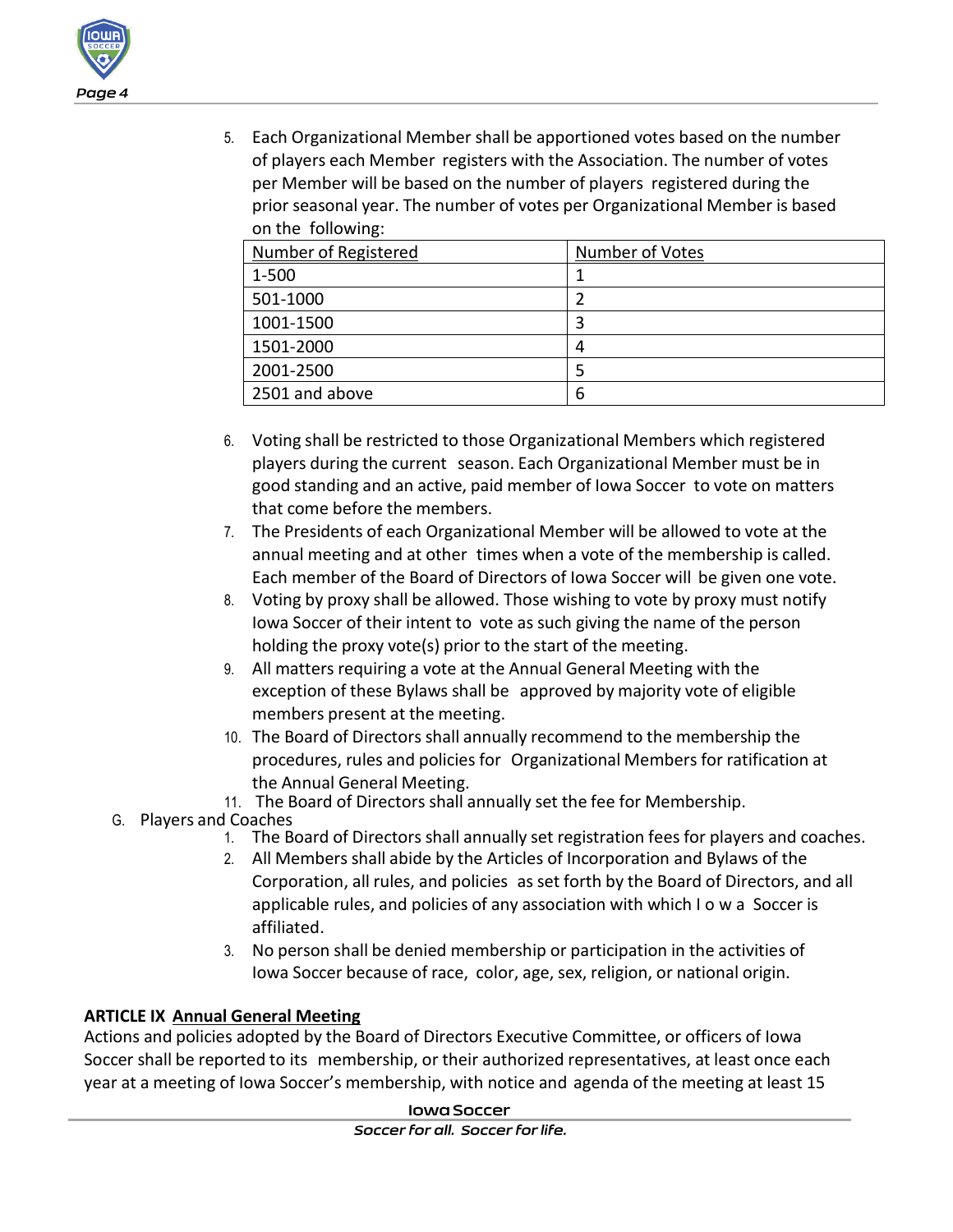5. Each Organizational Member shall be apportioned votes based on the number of players each Member registers with the Association. The number of votes per Member will be based on the number of players registered during the prior seasonal year. The number of votes per Organizational Member is based on the following:

| Number of Registered | Number of Votes |
|---|---|
| 1-500 | 1 |
| 501-1000 | 2 |
| 1001-1500 | 3 |
| 1501-2000 | 4 |
| 2001-2500 | 5 |
| 2501 and above | 6 |

6. Voting shall be restricted to those Organizational Members which registered players during the current season. Each Organizational Member must be in good standing and an active, paid member of Iowa Soccer to vote on matters that come before the members.
7. The Presidents of each Organizational Member will be allowed to vote at the annual meeting and at other times when a vote of the membership is called. Each member of the Board of Directors of Iowa Soccer will be given one vote.
8. Voting by proxy shall be allowed. Those wishing to vote by proxy must notify Iowa Soccer of their intent to vote as such giving the name of the person holding the proxy vote(s) prior to the start of the meeting.
9. All matters requiring a vote at the Annual General Meeting with the exception of these Bylaws shall be approved by majority vote of eligible members present at the meeting.
10. The Board of Directors shall annually recommend to the membership the procedures, rules and policies for Organizational Members for ratification at the Annual General Meeting.
11. The Board of Directors shall annually set the fee for Membership.

G. Players and Coaches
1. The Board of Directors shall annually set registration fees for players and coaches.
2. All Members shall abide by the Articles of Incorporation and Bylaws of the Corporation, all rules, and policies as set forth by the Board of Directors, and all applicable rules, and policies of any association with which Iowa Soccer is affiliated.
3. No person shall be denied membership or participation in the activities of Iowa Soccer because of race, color, age, sex, religion, or national origin.

**ARTICLE IX <u>Annual General Meeting</u>**

Actions and policies adopted by the Board of Directors Executive Committee, or officers of Iowa Soccer shall be reported to its membership, or their authorized representatives, at least once each year at a meeting of Iowa Soccer's membership, with notice and agenda of the meeting at least 15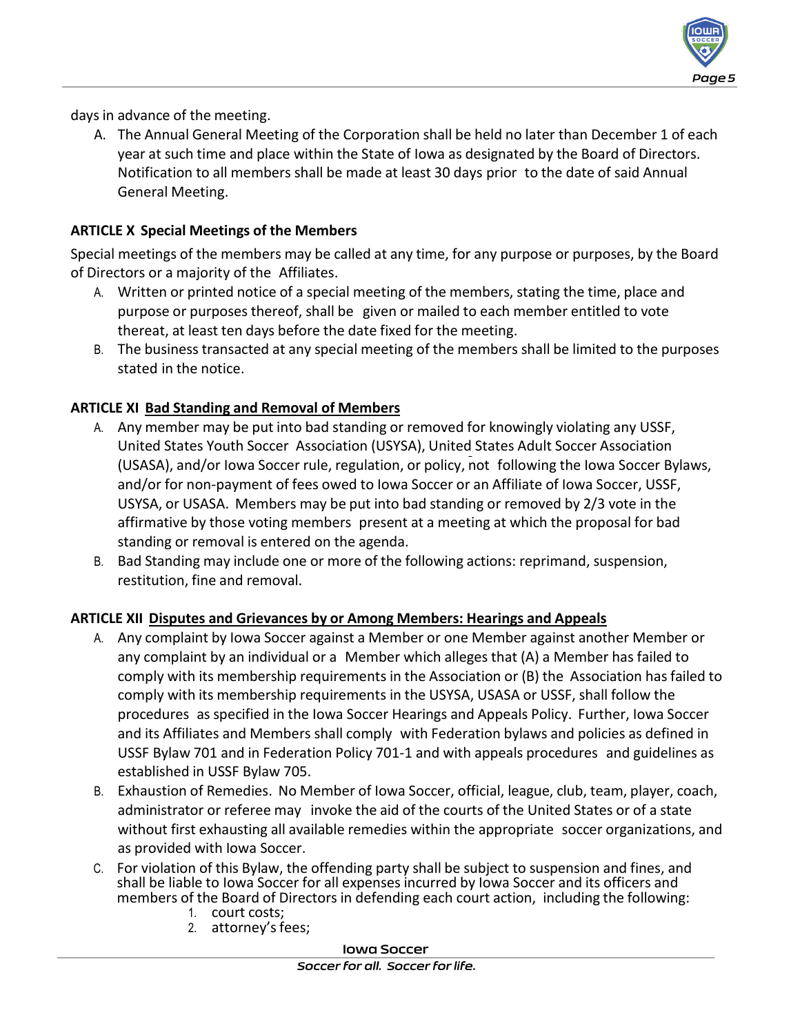days in advance of the meeting.

A. The Annual General Meeting of the Corporation shall be held no later than December 1 of each year at such time and place within the State of Iowa as designated by the Board of Directors. Notification to all members shall be made at least 30 days prior to the date of said Annual General Meeting.

**ARTICLE X Special Meetings of the Members**

Special meetings of the members may be called at any time, for any purpose or purposes, by the Board of Directors or a majority of the Affiliates.

A. Written or printed notice of a special meeting of the members, stating the time, place and purpose or purposes thereof, shall be given or mailed to each member entitled to vote thereat, at least ten days before the date fixed for the meeting.

B. The business transacted at any special meeting of the members shall be limited to the purposes stated in the notice.

**ARTICLE XI <u>Bad Standing and Removal of Members</u>**

A. Any member may be put into bad standing or removed for knowingly violating any USSF, United States Youth Soccer Association (USYSA), United States Adult Soccer Association (USASA), and/or Iowa Soccer rule, regulation, or policy, not following the Iowa Soccer Bylaws, and/or for non-payment of fees owed to Iowa Soccer or an Affiliate of Iowa Soccer, USSF, USYSA, or USASA. Members may be put into bad standing or removed by 2/3 vote in the affirmative by those voting members present at a meeting at which the proposal for bad standing or removal is entered on the agenda.

B. Bad Standing may include one or more of the following actions: reprimand, suspension, restitution, fine and removal.

**ARTICLE XII <u>Disputes and Grievances by or Among Members: Hearings and Appeals</u>**

A. Any complaint by Iowa Soccer against a Member or one Member against another Member or any complaint by an individual or a Member which alleges that (A) a Member has failed to comply with its membership requirements in the Association or (B) the Association has failed to comply with its membership requirements in the USYSA, USASA or USSF, shall follow the procedures as specified in the Iowa Soccer Hearings and Appeals Policy. Further, Iowa Soccer and its Affiliates and Members shall comply with Federation bylaws and policies as defined in USSF Bylaw 701 and in Federation Policy 701-1 and with appeals procedures and guidelines as established in USSF Bylaw 705.

B. Exhaustion of Remedies. No Member of Iowa Soccer, official, league, club, team, player, coach, administrator or referee may invoke the aid of the courts of the United States or of a state without first exhausting all available remedies within the appropriate soccer organizations, and as provided with Iowa Soccer.

C. For violation of this Bylaw, the offending party shall be subject to suspension and fines, and shall be liable to Iowa Soccer for all expenses incurred by Iowa Soccer and its officers and members of the Board of Directors in defending each court action, including the following:

   1. court costs;
   2. attorney's fees;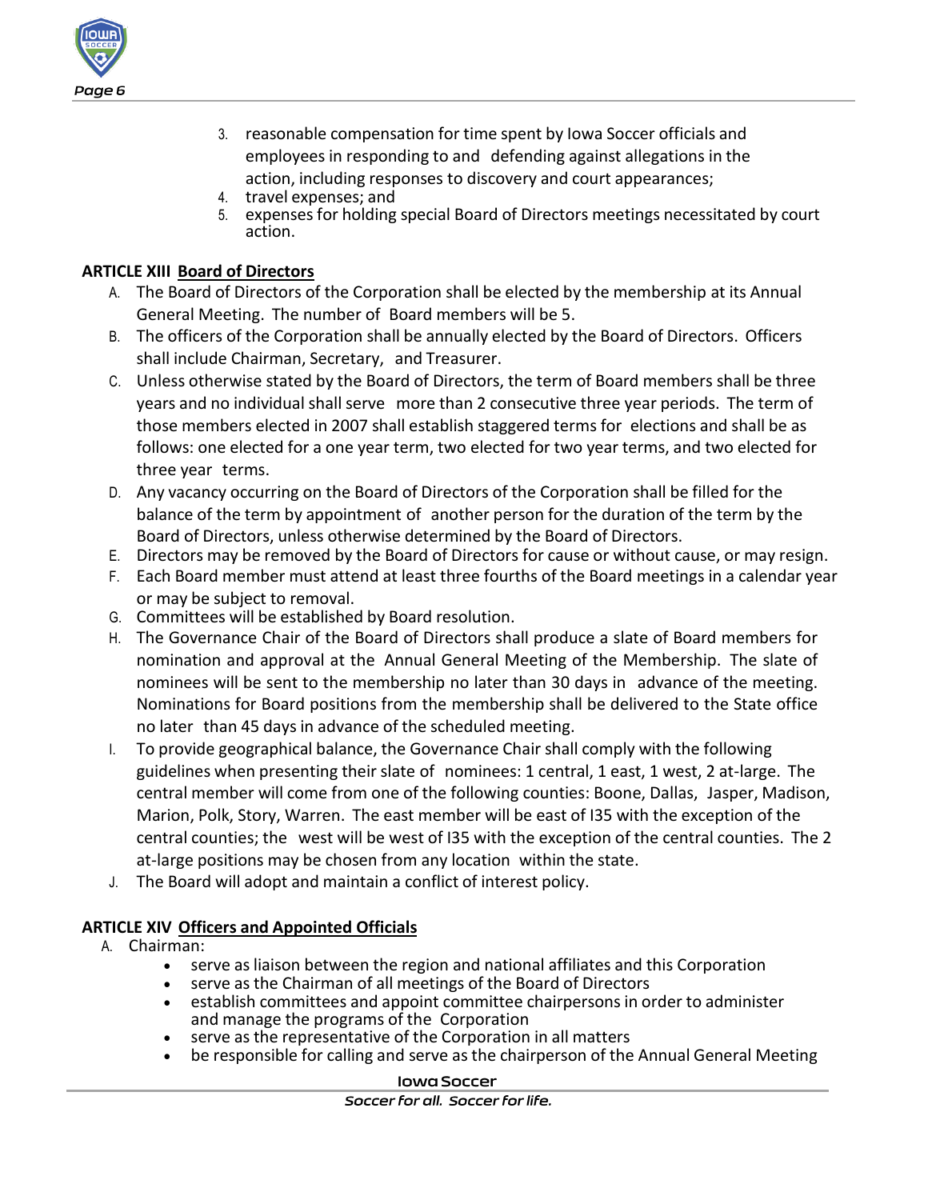3. reasonable compensation for time spent by Iowa Soccer officials and employees in responding to and defending against allegations in the action, including responses to discovery and court appearances;
4. travel expenses; and
5. expenses for holding special Board of Directors meetings necessitated by court action.

**ARTICLE XIII <u>Board of Directors</u>**

A. The Board of Directors of the Corporation shall be elected by the membership at its Annual General Meeting. The number of Board members will be 5.
B. The officers of the Corporation shall be annually elected by the Board of Directors. Officers shall include Chairman, Secretary, and Treasurer.
C. Unless otherwise stated by the Board of Directors, the term of Board members shall be three years and no individual shall serve more than 2 consecutive three year periods. The term of those members elected in 2007 shall establish staggered terms for elections and shall be as follows: one elected for a one year term, two elected for two year terms, and two elected for three year terms.
D. Any vacancy occurring on the Board of Directors of the Corporation shall be filled for the balance of the term by appointment of another person for the duration of the term by the Board of Directors, unless otherwise determined by the Board of Directors.
E. Directors may be removed by the Board of Directors for cause or without cause, or may resign.
F. Each Board member must attend at least three fourths of the Board meetings in a calendar year or may be subject to removal.
G. Committees will be established by Board resolution.
H. The Governance Chair of the Board of Directors shall produce a slate of Board members for nomination and approval at the Annual General Meeting of the Membership. The slate of nominees will be sent to the membership no later than 30 days in advance of the meeting. Nominations for Board positions from the membership shall be delivered to the State office no later than 45 days in advance of the scheduled meeting.
I. To provide geographical balance, the Governance Chair shall comply with the following guidelines when presenting their slate of nominees: 1 central, 1 east, 1 west, 2 at-large. The central member will come from one of the following counties: Boone, Dallas, Jasper, Madison, Marion, Polk, Story, Warren. The east member will be east of I35 with the exception of the central counties; the west will be west of I35 with the exception of the central counties. The 2 at-large positions may be chosen from any location within the state.
J. The Board will adopt and maintain a conflict of interest policy.

**ARTICLE XIV <u>Officers and Appointed Officials</u>**

A. Chairman:
   - serve as liaison between the region and national affiliates and this Corporation
   - serve as the Chairman of all meetings of the Board of Directors
   - establish committees and appoint committee chairpersons in order to administer and manage the programs of the Corporation
   - serve as the representative of the Corporation in all matters
   - be responsible for calling and serve as the chairperson of the Annual General Meeting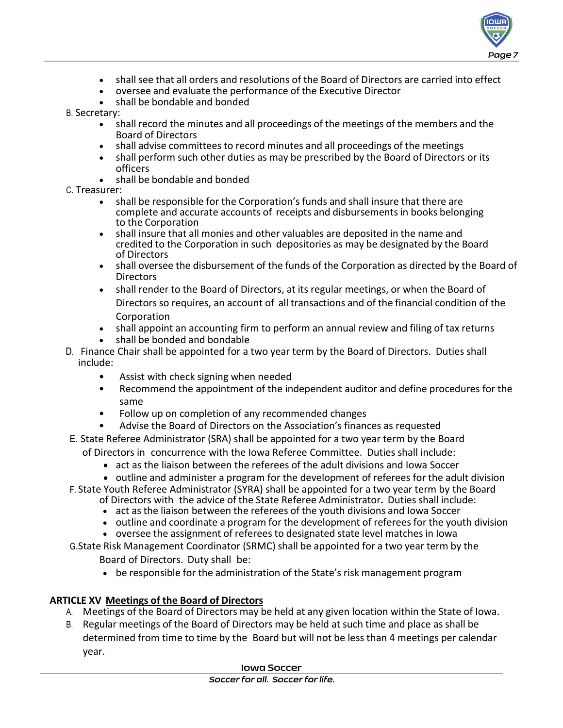- shall see that all orders and resolutions of the Board of Directors are carried into effect
- oversee and evaluate the performance of the Executive Director
- shall be bondable and bonded

B. Secretary:

- shall record the minutes and all proceedings of the meetings of the members and the Board of Directors
- shall advise committees to record minutes and all proceedings of the meetings
- shall perform such other duties as may be prescribed by the Board of Directors or its officers
- shall be bondable and bonded

C. Treasurer:

- shall be responsible for the Corporation's funds and shall insure that there are complete and accurate accounts of receipts and disbursements in books belonging to the Corporation
- shall insure that all monies and other valuables are deposited in the name and credited to the Corporation in such depositories as may be designated by the Board of Directors
- shall oversee the disbursement of the funds of the Corporation as directed by the Board of Directors
- shall render to the Board of Directors, at its regular meetings, or when the Board of Directors so requires, an account of all transactions and of the financial condition of the Corporation
- shall appoint an accounting firm to perform an annual review and filing of tax returns
- shall be bonded and bondable

D. Finance Chair shall be appointed for a two year term by the Board of Directors. Duties shall include:

- Assist with check signing when needed
- Recommend the appointment of the independent auditor and define procedures for the same
- Follow up on completion of any recommended changes
- Advise the Board of Directors on the Association's finances as requested

E. State Referee Administrator (SRA) shall be appointed for a two year term by the Board of Directors in concurrence with the Iowa Referee Committee. Duties shall include:

- act as the liaison between the referees of the adult divisions and Iowa Soccer
- outline and administer a program for the development of referees for the adult division

F. State Youth Referee Administrator (SYRA) shall be appointed for a two year term by the Board of Directors with the advice of the State Referee Administrator**.** Duties shall include:

- act as the liaison between the referees of the youth divisions and Iowa Soccer
- outline and coordinate a program for the development of referees for the youth division
- oversee the assignment of referees to designated state level matches in Iowa

G. State Risk Management Coordinator (SRMC) shall be appointed for a two year term by the Board of Directors. Duty shall be:

- be responsible for the administration of the State's risk management program

## ARTICLE XV <u>Meetings of the Board of Directors</u>

A. Meetings of the Board of Directors may be held at any given location within the State of Iowa.

B. Regular meetings of the Board of Directors may be held at such time and place as shall be determined from time to time by the Board but will not be less than 4 meetings per calendar year.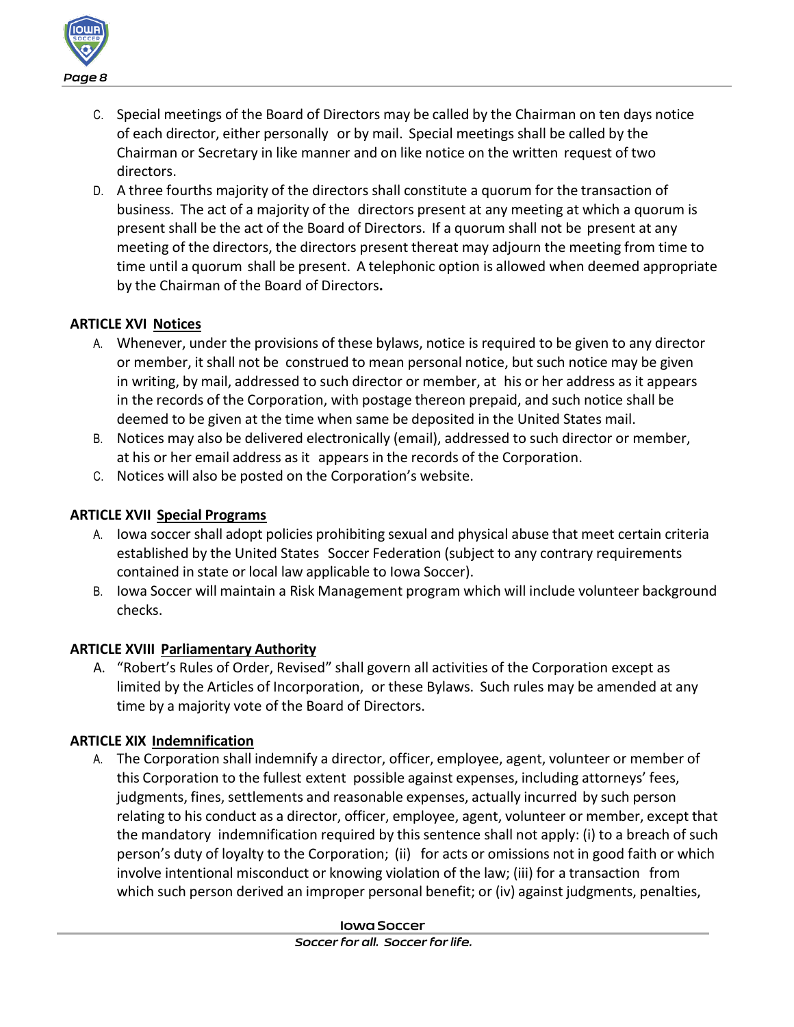C. Special meetings of the Board of Directors may be called by the Chairman on ten days notice of each director, either personally or by mail. Special meetings shall be called by the Chairman or Secretary in like manner and on like notice on the written request of two directors.

D. A three fourths majority of the directors shall constitute a quorum for the transaction of business. The act of a majority of the directors present at any meeting at which a quorum is present shall be the act of the Board of Directors. If a quorum shall not be present at any meeting of the directors, the directors present thereat may adjourn the meeting from time to time until a quorum shall be present. A telephonic option is allowed when deemed appropriate by the Chairman of the Board of Directors**.**

**ARTICLE XVI <u>Notices</u>**

A. Whenever, under the provisions of these bylaws, notice is required to be given to any director or member, it shall not be construed to mean personal notice, but such notice may be given in writing, by mail, addressed to such director or member, at his or her address as it appears in the records of the Corporation, with postage thereon prepaid, and such notice shall be deemed to be given at the time when same be deposited in the United States mail.

B. Notices may also be delivered electronically (email), addressed to such director or member, at his or her email address as it appears in the records of the Corporation.

C. Notices will also be posted on the Corporation's website.

**ARTICLE XVII <u>Special Programs</u>**

A. Iowa soccer shall adopt policies prohibiting sexual and physical abuse that meet certain criteria established by the United States Soccer Federation (subject to any contrary requirements contained in state or local law applicable to Iowa Soccer).

B. Iowa Soccer will maintain a Risk Management program which will include volunteer background checks.

**ARTICLE XVIII <u>Parliamentary Authority</u>**

A. "Robert's Rules of Order, Revised" shall govern all activities of the Corporation except as limited by the Articles of Incorporation, or these Bylaws. Such rules may be amended at any time by a majority vote of the Board of Directors.

**ARTICLE XIX <u>Indemnification</u>**

A. The Corporation shall indemnify a director, officer, employee, agent, volunteer or member of this Corporation to the fullest extent possible against expenses, including attorneys' fees, judgments, fines, settlements and reasonable expenses, actually incurred by such person relating to his conduct as a director, officer, employee, agent, volunteer or member, except that the mandatory indemnification required by this sentence shall not apply: (i) to a breach of such person's duty of loyalty to the Corporation; (ii) for acts or omissions not in good faith or which involve intentional misconduct or knowing violation of the law; (iii) for a transaction from which such person derived an improper personal benefit; or (iv) against judgments, penalties,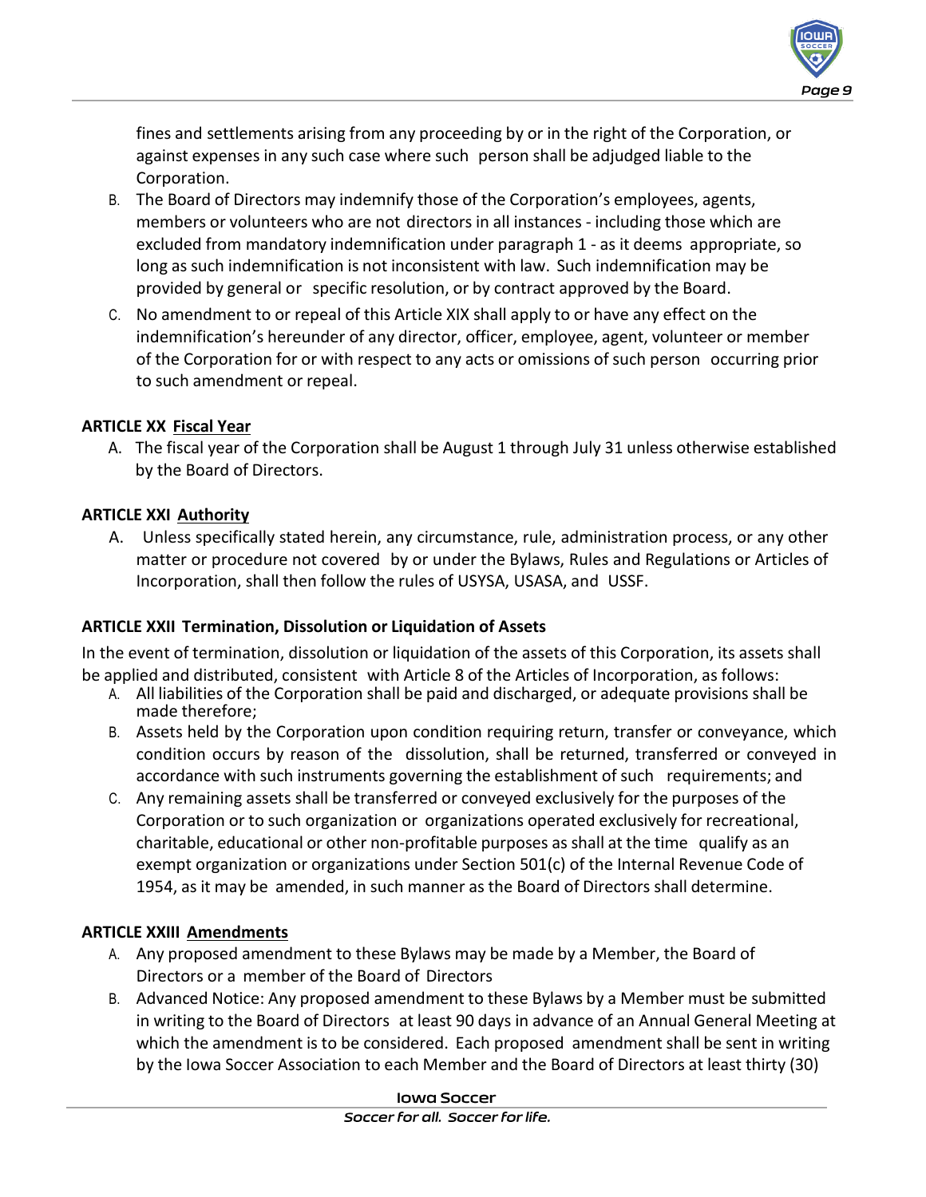fines and settlements arising from any proceeding by or in the right of the Corporation, or against expenses in any such case where such person shall be adjudged liable to the Corporation.

B. The Board of Directors may indemnify those of the Corporation's employees, agents, members or volunteers who are not directors in all instances - including those which are excluded from mandatory indemnification under paragraph 1 - as it deems appropriate, so long as such indemnification is not inconsistent with law. Such indemnification may be provided by general or specific resolution, or by contract approved by the Board.

C. No amendment to or repeal of this Article XIX shall apply to or have any effect on the indemnification's hereunder of any director, officer, employee, agent, volunteer or member of the Corporation for or with respect to any acts or omissions of such person occurring prior to such amendment or repeal.

**ARTICLE XX** **Fiscal Year**

A. The fiscal year of the Corporation shall be August 1 through July 31 unless otherwise established by the Board of Directors.

**ARTICLE XXI** **Authority**

A. Unless specifically stated herein, any circumstance, rule, administration process, or any other matter or procedure not covered by or under the Bylaws, Rules and Regulations or Articles of Incorporation, shall then follow the rules of USYSA, USASA, and USSF.

**ARTICLE XXII Termination, Dissolution or Liquidation of Assets**

In the event of termination, dissolution or liquidation of the assets of this Corporation, its assets shall be applied and distributed, consistent with Article 8 of the Articles of Incorporation, as follows:

A. All liabilities of the Corporation shall be paid and discharged, or adequate provisions shall be made therefore;

B. Assets held by the Corporation upon condition requiring return, transfer or conveyance, which condition occurs by reason of the dissolution, shall be returned, transferred or conveyed in accordance with such instruments governing the establishment of such requirements; and

C. Any remaining assets shall be transferred or conveyed exclusively for the purposes of the Corporation or to such organization or organizations operated exclusively for recreational, charitable, educational or other non-profitable purposes as shall at the time qualify as an exempt organization or organizations under Section 501(c) of the Internal Revenue Code of 1954, as it may be amended, in such manner as the Board of Directors shall determine.

**ARTICLE XXIII** **Amendments**

A. Any proposed amendment to these Bylaws may be made by a Member, the Board of Directors or a member of the Board of Directors

B. Advanced Notice: Any proposed amendment to these Bylaws by a Member must be submitted in writing to the Board of Directors at least 90 days in advance of an Annual General Meeting at which the amendment is to be considered. Each proposed amendment shall be sent in writing by the Iowa Soccer Association to each Member and the Board of Directors at least thirty (30)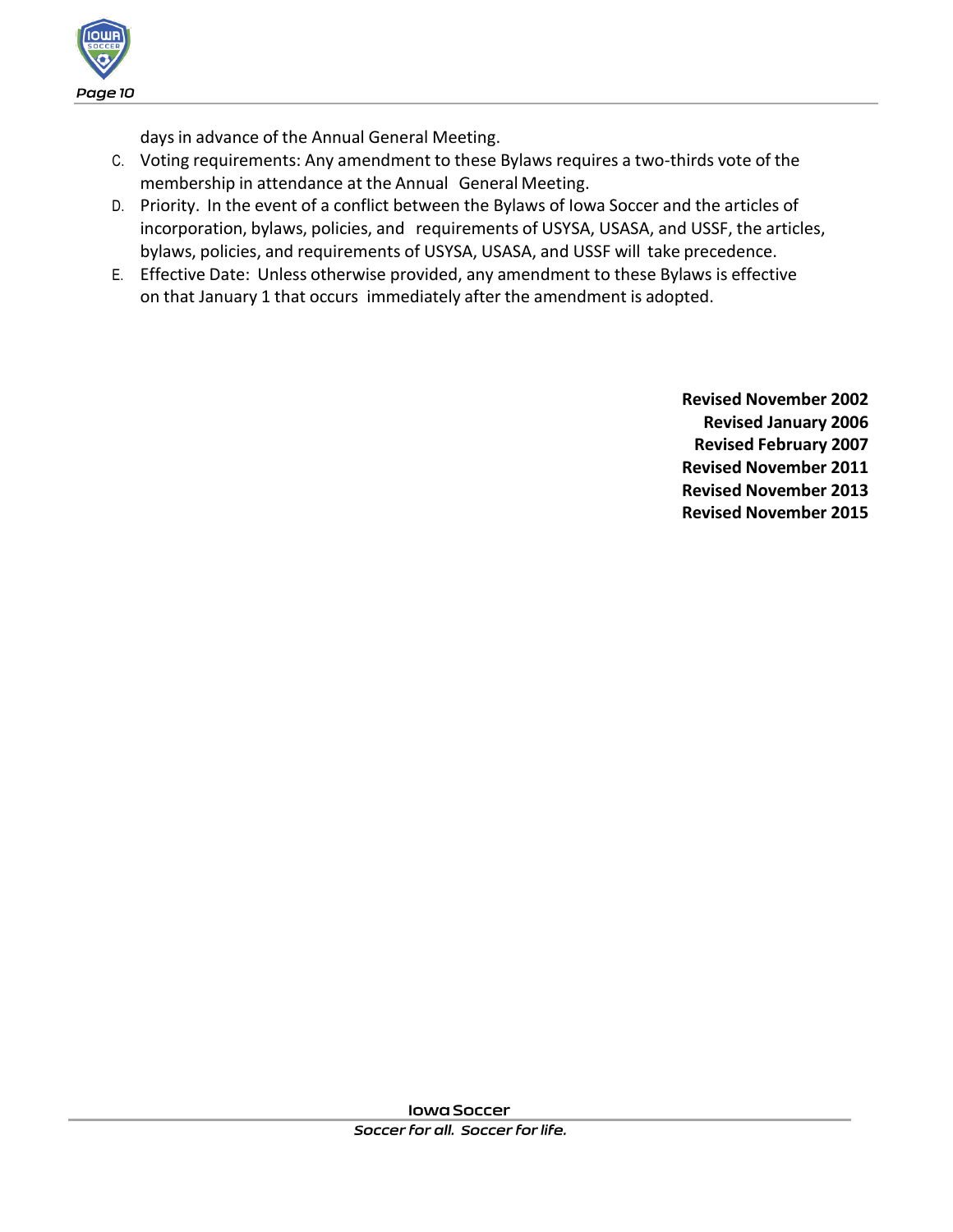days in advance of the Annual General Meeting.

C. Voting requirements: Any amendment to these Bylaws requires a two-thirds vote of the membership in attendance at the Annual General Meeting.

D. Priority. In the event of a conflict between the Bylaws of Iowa Soccer and the articles of incorporation, bylaws, policies, and requirements of USYSA, USASA, and USSF, the articles, bylaws, policies, and requirements of USYSA, USASA, and USSF will take precedence.

E. Effective Date: Unless otherwise provided, any amendment to these Bylaws is effective on that January 1 that occurs immediately after the amendment is adopted.

**Revised November 2002**
**Revised January 2006**
**Revised February 2007**
**Revised November 2011**
**Revised November 2013**
**Revised November 2015**